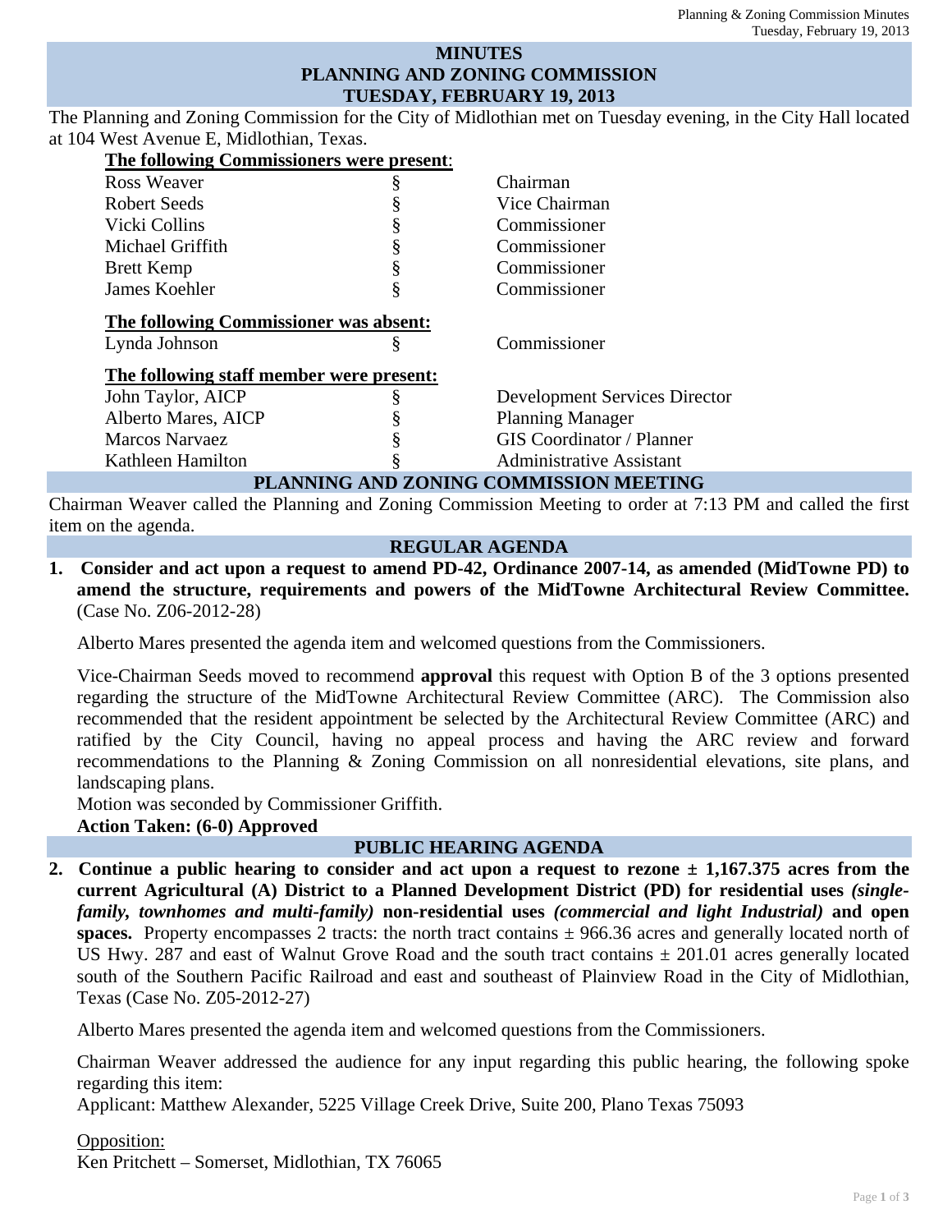# MINUTES
## PLANNING AND ZONING COMMISSION
## TUESDAY, FEBRUARY 19, 2013

The Planning and Zoning Commission for the City of Midlothian met on Tuesday evening, in the City Hall located at 104 West Avenue E, Midlothian, Texas.

**The following Commissioners were present**:

| | | |
|---|---|---|
| Ross Weaver | § | Chairman |
| Robert Seeds | § | Vice Chairman |
| Vicki Collins | § | Commissioner |
| Michael Griffith | § | Commissioner |
| Brett Kemp | § | Commissioner |
| James Koehler | § | Commissioner |

**The following Commissioner was absent:**

| | | |
|---|---|---|
| Lynda Johnson | § | Commissioner |

**The following staff member were present:**

| | | |
|---|---|---|
| John Taylor, AICP | § | Development Services Director |
| Alberto Mares, AICP | § | Planning Manager |
| Marcos Narvaez | § | GIS Coordinator / Planner |
| Kathleen Hamilton | § | Administrative Assistant |

## PLANNING AND ZONING COMMISSION MEETING

Chairman Weaver called the Planning and Zoning Commission Meeting to order at 7:13 PM and called the first item on the agenda.

## REGULAR AGENDA

1. **Consider and act upon a request to amend PD-42, Ordinance 2007-14, as amended (MidTowne PD) to amend the structure, requirements and powers of the MidTowne Architectural Review Committee.** (Case No. Z06-2012-28)

   Alberto Mares presented the agenda item and welcomed questions from the Commissioners.

   Vice-Chairman Seeds moved to recommend **approval** this request with Option B of the 3 options presented regarding the structure of the MidTowne Architectural Review Committee (ARC). The Commission also recommended that the resident appointment be selected by the Architectural Review Committee (ARC) and ratified by the City Council, having no appeal process and having the ARC review and forward recommendations to the Planning & Zoning Commission on all nonresidential elevations, site plans, and landscaping plans.
   Motion was seconded by Commissioner Griffith.
   **Action Taken: (6-0) Approved**

## PUBLIC HEARING AGENDA

2. **Continue a public hearing to consider and act upon a request to rezone ± 1,167.375 acres from the current Agricultural (A) District to a Planned Development District (PD) for residential uses *(single-family, townhomes and multi-family)* non-residential uses *(commercial and light Industrial)* and open spaces.** Property encompasses 2 tracts: the north tract contains ± 966.36 acres and generally located north of US Hwy. 287 and east of Walnut Grove Road and the south tract contains ± 201.01 acres generally located south of the Southern Pacific Railroad and east and southeast of Plainview Road in the City of Midlothian, Texas (Case No. Z05-2012-27)

   Alberto Mares presented the agenda item and welcomed questions from the Commissioners.

   Chairman Weaver addressed the audience for any input regarding this public hearing, the following spoke regarding this item:
   Applicant: Matthew Alexander, 5225 Village Creek Drive, Suite 200, Plano Texas 75093

   Opposition:
   Ken Pritchett – Somerset, Midlothian, TX 76065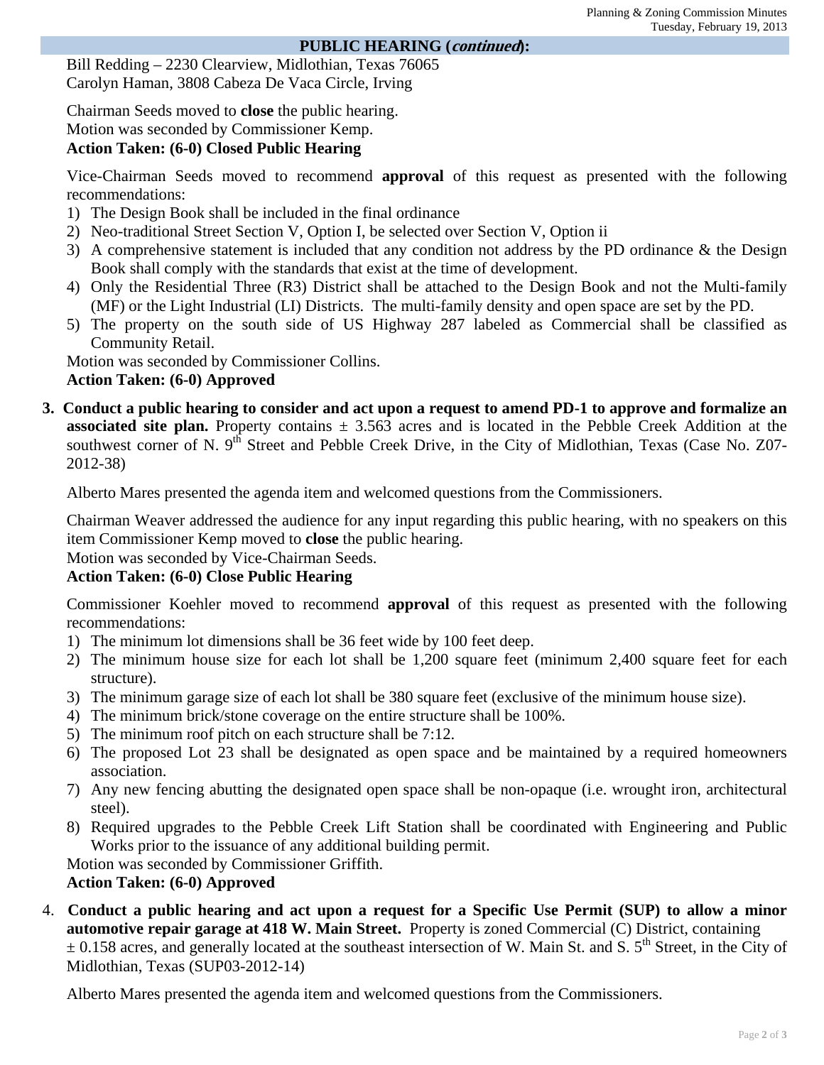## PUBLIC HEARING (*continued*):

Bill Redding – 2230 Clearview, Midlothian, Texas 76065
Carolyn Haman, 3808 Cabeza De Vaca Circle, Irving

Chairman Seeds moved to **close** the public hearing.
Motion was seconded by Commissioner Kemp.
**Action Taken: (6-0) Closed Public Hearing**

Vice-Chairman Seeds moved to recommend **approval** of this request as presented with the following recommendations:

1) The Design Book shall be included in the final ordinance
2) Neo-traditional Street Section V, Option I, be selected over Section V, Option ii
3) A comprehensive statement is included that any condition not address by the PD ordinance & the Design Book shall comply with the standards that exist at the time of development.
4) Only the Residential Three (R3) District shall be attached to the Design Book and not the Multi-family (MF) or the Light Industrial (LI) Districts. The multi-family density and open space are set by the PD.
5) The property on the south side of US Highway 287 labeled as Commercial shall be classified as Community Retail.

Motion was seconded by Commissioner Collins.
**Action Taken: (6-0) Approved**

3. **Conduct a public hearing to consider and act upon a request to amend PD-1 to approve and formalize an associated site plan.** Property contains ± 3.563 acres and is located in the Pebble Creek Addition at the southwest corner of N. 9th Street and Pebble Creek Drive, in the City of Midlothian, Texas (Case No. Z07-2012-38)

   Alberto Mares presented the agenda item and welcomed questions from the Commissioners.

   Chairman Weaver addressed the audience for any input regarding this public hearing, with no speakers on this item Commissioner Kemp moved to **close** the public hearing.
   Motion was seconded by Vice-Chairman Seeds.
   **Action Taken: (6-0) Close Public Hearing**

   Commissioner Koehler moved to recommend **approval** of this request as presented with the following recommendations:

   1) The minimum lot dimensions shall be 36 feet wide by 100 feet deep.
   2) The minimum house size for each lot shall be 1,200 square feet (minimum 2,400 square feet for each structure).
   3) The minimum garage size of each lot shall be 380 square feet (exclusive of the minimum house size).
   4) The minimum brick/stone coverage on the entire structure shall be 100%.
   5) The minimum roof pitch on each structure shall be 7:12.
   6) The proposed Lot 23 shall be designated as open space and be maintained by a required homeowners association.
   7) Any new fencing abutting the designated open space shall be non-opaque (i.e. wrought iron, architectural steel).
   8) Required upgrades to the Pebble Creek Lift Station shall be coordinated with Engineering and Public Works prior to the issuance of any additional building permit.

   Motion was seconded by Commissioner Griffith.
   **Action Taken: (6-0) Approved**

4. **Conduct a public hearing and act upon a request for a Specific Use Permit (SUP) to allow a minor automotive repair garage at 418 W. Main Street.** Property is zoned Commercial (C) District, containing ± 0.158 acres, and generally located at the southeast intersection of W. Main St. and S. 5th Street, in the City of Midlothian, Texas (SUP03-2012-14)

   Alberto Mares presented the agenda item and welcomed questions from the Commissioners.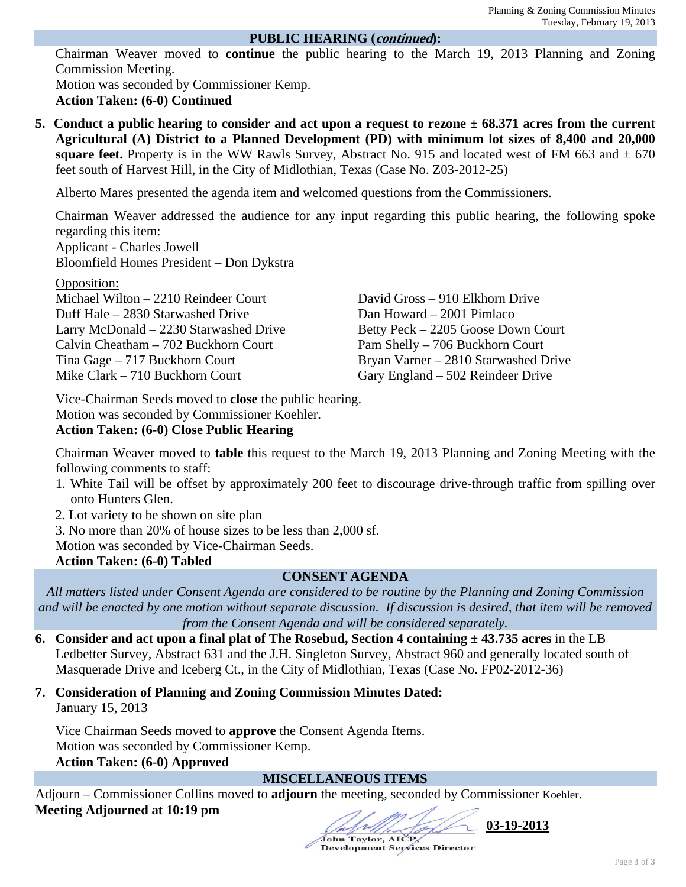## PUBLIC HEARING (*continued*):

Chairman Weaver moved to **continue** the public hearing to the March 19, 2013 Planning and Zoning Commission Meeting.
Motion was seconded by Commissioner Kemp.
**Action Taken: (6-0) Continued**

5. **Conduct a public hearing to consider and act upon a request to rezone ± 68.371 acres from the current Agricultural (A) District to a Planned Development (PD) with minimum lot sizes of 8,400 and 20,000 square feet.** Property is in the WW Rawls Survey, Abstract No. 915 and located west of FM 663 and ± 670 feet south of Harvest Hill, in the City of Midlothian, Texas (Case No. Z03-2012-25)

   Alberto Mares presented the agenda item and welcomed questions from the Commissioners.

   Chairman Weaver addressed the audience for any input regarding this public hearing, the following spoke regarding this item:
   Applicant - Charles Jowell
   Bloomfield Homes President – Don Dykstra

   Opposition:
   Michael Wilton – 2210 Reindeer Court
   Duff Hale – 2830 Starwashed Drive
   Larry McDonald – 2230 Starwashed Drive
   Calvin Cheatham – 702 Buckhorn Court
   Tina Gage – 717 Buckhorn Court
   Mike Clark – 710 Buckhorn Court
   David Gross – 910 Elkhorn Drive
   Dan Howard – 2001 Pimlaco
   Betty Peck – 2205 Goose Down Court
   Pam Shelly – 706 Buckhorn Court
   Bryan Varner – 2810 Starwashed Drive
   Gary England – 502 Reindeer Drive

   Vice-Chairman Seeds moved to **close** the public hearing.
   Motion was seconded by Commissioner Koehler.
   **Action Taken: (6-0) Close Public Hearing**

   Chairman Weaver moved to **table** this request to the March 19, 2013 Planning and Zoning Meeting with the following comments to staff:
   1. White Tail will be offset by approximately 200 feet to discourage drive-through traffic from spilling over onto Hunters Glen.
   2. Lot variety to be shown on site plan
   3. No more than 20% of house sizes to be less than 2,000 sf.

   Motion was seconded by Vice-Chairman Seeds.
   **Action Taken: (6-0) Tabled**

## CONSENT AGENDA

*All matters listed under Consent Agenda are considered to be routine by the Planning and Zoning Commission and will be enacted by one motion without separate discussion. If discussion is desired, that item will be removed from the Consent Agenda and will be considered separately.*

6. **Consider and act upon a final plat of The Rosebud, Section 4 containing ± 43.735 acres** in the LB Ledbetter Survey, Abstract 631 and the J.H. Singleton Survey, Abstract 960 and generally located south of Masquerade Drive and Iceberg Ct., in the City of Midlothian, Texas (Case No. FP02-2012-36)

7. **Consideration of Planning and Zoning Commission Minutes Dated:**
   January 15, 2013

   Vice Chairman Seeds moved to **approve** the Consent Agenda Items.
   Motion was seconded by Commissioner Kemp.
   **Action Taken: (6-0) Approved**

## MISCELLANEOUS ITEMS

Adjourn – Commissioner Collins moved to **adjourn** the meeting, seconded by Commissioner Koehler.
**Meeting Adjourned at 10:19 pm**

John Taylor, AICP,
Development Services Director

**03-19-2013**